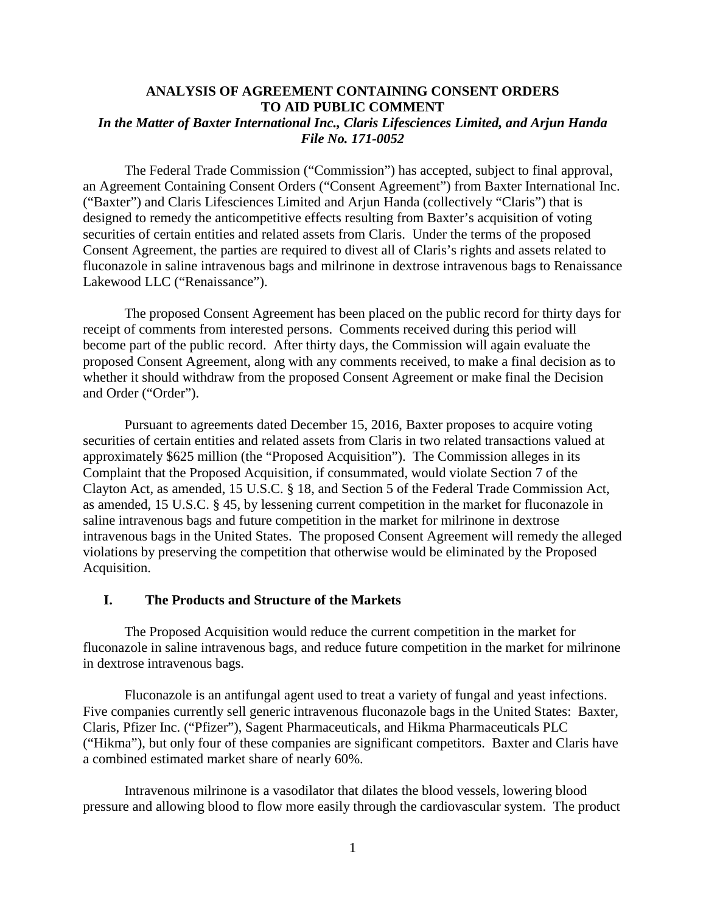## ANALYSIS OF AGREEMENT CONTAINING CONSENT ORDERS TO AID PUBLIC COMMENT

### *In the Matter of Baxter International Inc., Claris Lifesciences Limited, and Arjun Handa*
### *File No. 171-0052*

The Federal Trade Commission ("Commission") has accepted, subject to final approval, an Agreement Containing Consent Orders ("Consent Agreement") from Baxter International Inc. ("Baxter") and Claris Lifesciences Limited and Arjun Handa (collectively "Claris") that is designed to remedy the anticompetitive effects resulting from Baxter's acquisition of voting securities of certain entities and related assets from Claris. Under the terms of the proposed Consent Agreement, the parties are required to divest all of Claris's rights and assets related to fluconazole in saline intravenous bags and milrinone in dextrose intravenous bags to Renaissance Lakewood LLC ("Renaissance").

The proposed Consent Agreement has been placed on the public record for thirty days for receipt of comments from interested persons. Comments received during this period will become part of the public record. After thirty days, the Commission will again evaluate the proposed Consent Agreement, along with any comments received, to make a final decision as to whether it should withdraw from the proposed Consent Agreement or make final the Decision and Order ("Order").

Pursuant to agreements dated December 15, 2016, Baxter proposes to acquire voting securities of certain entities and related assets from Claris in two related transactions valued at approximately $625 million (the "Proposed Acquisition"). The Commission alleges in its Complaint that the Proposed Acquisition, if consummated, would violate Section 7 of the Clayton Act, as amended, 15 U.S.C. § 18, and Section 5 of the Federal Trade Commission Act, as amended, 15 U.S.C. § 45, by lessening current competition in the market for fluconazole in saline intravenous bags and future competition in the market for milrinone in dextrose intravenous bags in the United States. The proposed Consent Agreement will remedy the alleged violations by preserving the competition that otherwise would be eliminated by the Proposed Acquisition.

## I. The Products and Structure of the Markets

The Proposed Acquisition would reduce the current competition in the market for fluconazole in saline intravenous bags, and reduce future competition in the market for milrinone in dextrose intravenous bags.

Fluconazole is an antifungal agent used to treat a variety of fungal and yeast infections. Five companies currently sell generic intravenous fluconazole bags in the United States: Baxter, Claris, Pfizer Inc. ("Pfizer"), Sagent Pharmaceuticals, and Hikma Pharmaceuticals PLC ("Hikma"), but only four of these companies are significant competitors. Baxter and Claris have a combined estimated market share of nearly 60%.

Intravenous milrinone is a vasodilator that dilates the blood vessels, lowering blood pressure and allowing blood to flow more easily through the cardiovascular system. The product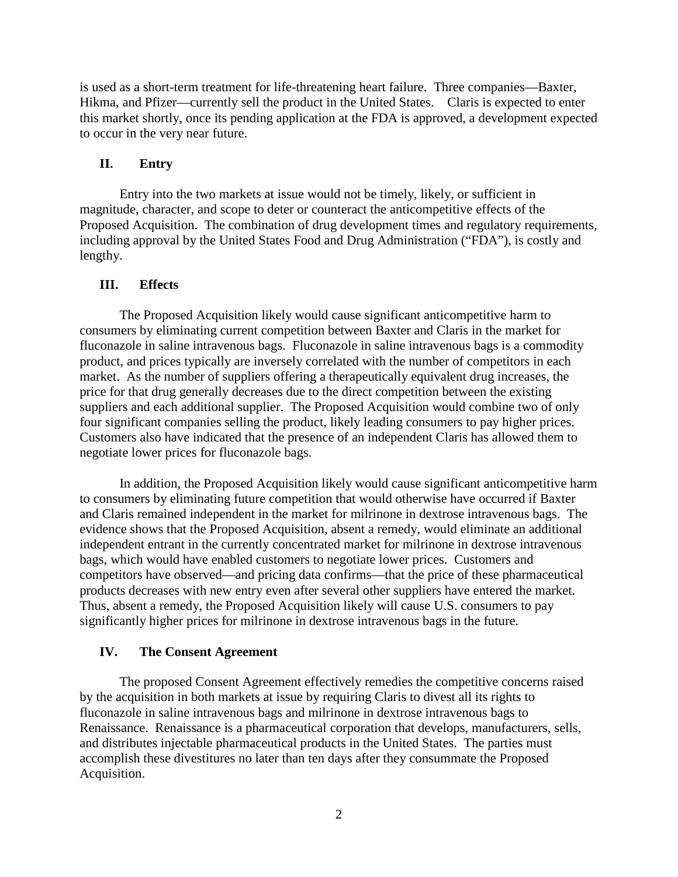is used as a short-term treatment for life-threatening heart failure. Three companies—Baxter, Hikma, and Pfizer—currently sell the product in the United States. Claris is expected to enter this market shortly, once its pending application at the FDA is approved, a development expected to occur in the very near future.

## II. Entry

Entry into the two markets at issue would not be timely, likely, or sufficient in magnitude, character, and scope to deter or counteract the anticompetitive effects of the Proposed Acquisition. The combination of drug development times and regulatory requirements, including approval by the United States Food and Drug Administration ("FDA"), is costly and lengthy.

## III. Effects

The Proposed Acquisition likely would cause significant anticompetitive harm to consumers by eliminating current competition between Baxter and Claris in the market for fluconazole in saline intravenous bags. Fluconazole in saline intravenous bags is a commodity product, and prices typically are inversely correlated with the number of competitors in each market. As the number of suppliers offering a therapeutically equivalent drug increases, the price for that drug generally decreases due to the direct competition between the existing suppliers and each additional supplier. The Proposed Acquisition would combine two of only four significant companies selling the product, likely leading consumers to pay higher prices. Customers also have indicated that the presence of an independent Claris has allowed them to negotiate lower prices for fluconazole bags.

In addition, the Proposed Acquisition likely would cause significant anticompetitive harm to consumers by eliminating future competition that would otherwise have occurred if Baxter and Claris remained independent in the market for milrinone in dextrose intravenous bags. The evidence shows that the Proposed Acquisition, absent a remedy, would eliminate an additional independent entrant in the currently concentrated market for milrinone in dextrose intravenous bags, which would have enabled customers to negotiate lower prices. Customers and competitors have observed—and pricing data confirms—that the price of these pharmaceutical products decreases with new entry even after several other suppliers have entered the market. Thus, absent a remedy, the Proposed Acquisition likely will cause U.S. consumers to pay significantly higher prices for milrinone in dextrose intravenous bags in the future.

## IV. The Consent Agreement

The proposed Consent Agreement effectively remedies the competitive concerns raised by the acquisition in both markets at issue by requiring Claris to divest all its rights to fluconazole in saline intravenous bags and milrinone in dextrose intravenous bags to Renaissance. Renaissance is a pharmaceutical corporation that develops, manufacturers, sells, and distributes injectable pharmaceutical products in the United States. The parties must accomplish these divestitures no later than ten days after they consummate the Proposed Acquisition.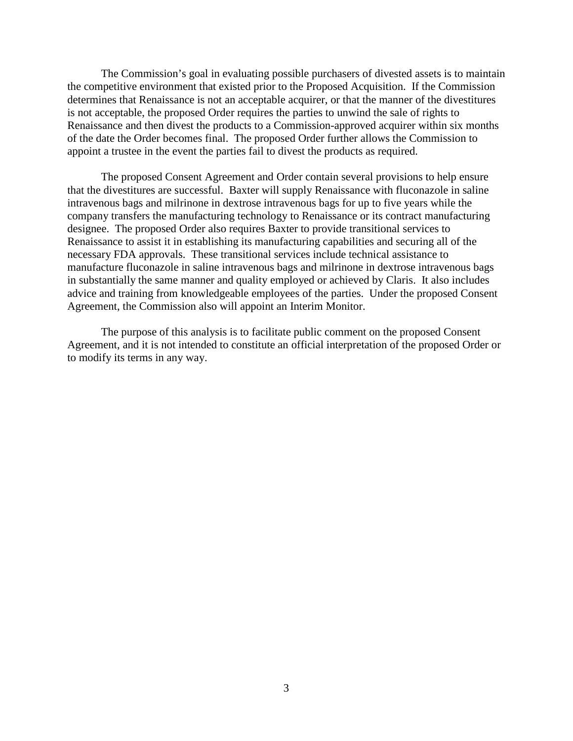The Commission's goal in evaluating possible purchasers of divested assets is to maintain the competitive environment that existed prior to the Proposed Acquisition. If the Commission determines that Renaissance is not an acceptable acquirer, or that the manner of the divestitures is not acceptable, the proposed Order requires the parties to unwind the sale of rights to Renaissance and then divest the products to a Commission-approved acquirer within six months of the date the Order becomes final. The proposed Order further allows the Commission to appoint a trustee in the event the parties fail to divest the products as required.

The proposed Consent Agreement and Order contain several provisions to help ensure that the divestitures are successful. Baxter will supply Renaissance with fluconazole in saline intravenous bags and milrinone in dextrose intravenous bags for up to five years while the company transfers the manufacturing technology to Renaissance or its contract manufacturing designee. The proposed Order also requires Baxter to provide transitional services to Renaissance to assist it in establishing its manufacturing capabilities and securing all of the necessary FDA approvals. These transitional services include technical assistance to manufacture fluconazole in saline intravenous bags and milrinone in dextrose intravenous bags in substantially the same manner and quality employed or achieved by Claris. It also includes advice and training from knowledgeable employees of the parties. Under the proposed Consent Agreement, the Commission also will appoint an Interim Monitor.

The purpose of this analysis is to facilitate public comment on the proposed Consent Agreement, and it is not intended to constitute an official interpretation of the proposed Order or to modify its terms in any way.